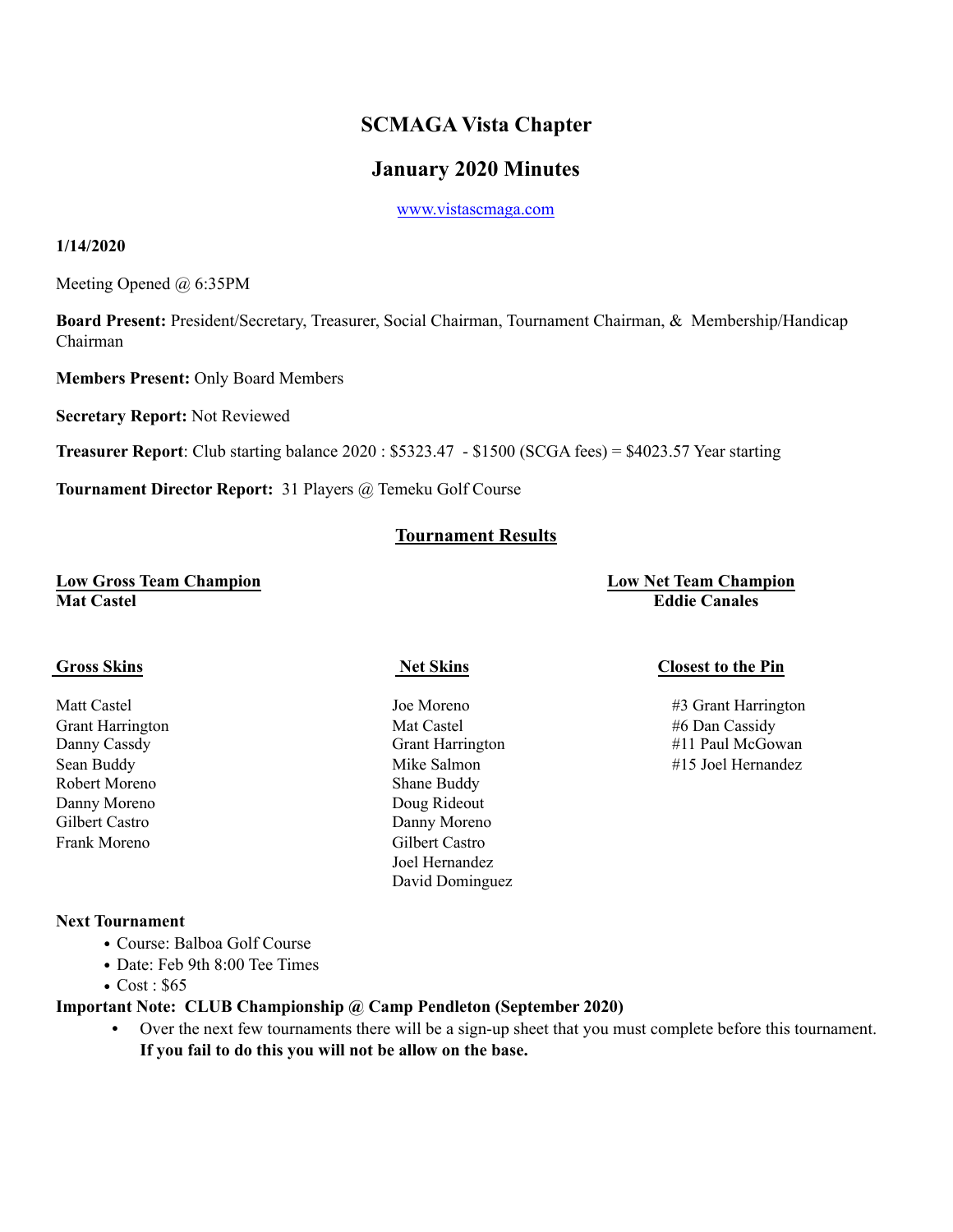# SCMAGA Vista Chapter

## January 2020 Minutes

www.vistascmaga.com

**1/14/2020**

Meeting Opened @ 6:35PM

**Board Present:** President/Secretary, Treasurer, Social Chairman, Tournament Chairman, & Membership/Handicap Chairman

**Members Present:** Only Board Members

**Secretary Report:** Not Reviewed

**Treasurer Report**: Club starting balance 2020 : $5323.47 - $1500 (SCGA fees) = $4023.57 Year starting

**Tournament Director Report:** 31 Players @ Temeku Golf Course

## Tournament Results

**Low Gross Team Champion**
**Mat Castel**

**Low Net Team Champion**
**Eddie Canales**

**Gross Skins**

Matt Castel
Grant Harrington
Danny Cassdy
Sean Buddy
Robert Moreno
Danny Moreno
Gilbert Castro
Frank Moreno

**Net Skins**

Joe Moreno
Mat Castel
Grant Harrington
Mike Salmon
Shane Buddy
Doug Rideout
Danny Moreno
Gilbert Castro
Joel Hernandez
David Dominguez

**Closest to the Pin**

#3 Grant Harrington
#6 Dan Cassidy
#11 Paul McGowan
#15 Joel Hernandez

**Next Tournament**

- Course: Balboa Golf Course
- Date: Feb 9th 8:00 Tee Times
- Cost : $65

**Important Note: CLUB Championship @ Camp Pendleton (September 2020)**

- Over the next few tournaments there will be a sign-up sheet that you must complete before this tournament. **If you fail to do this you will not be allow on the base.**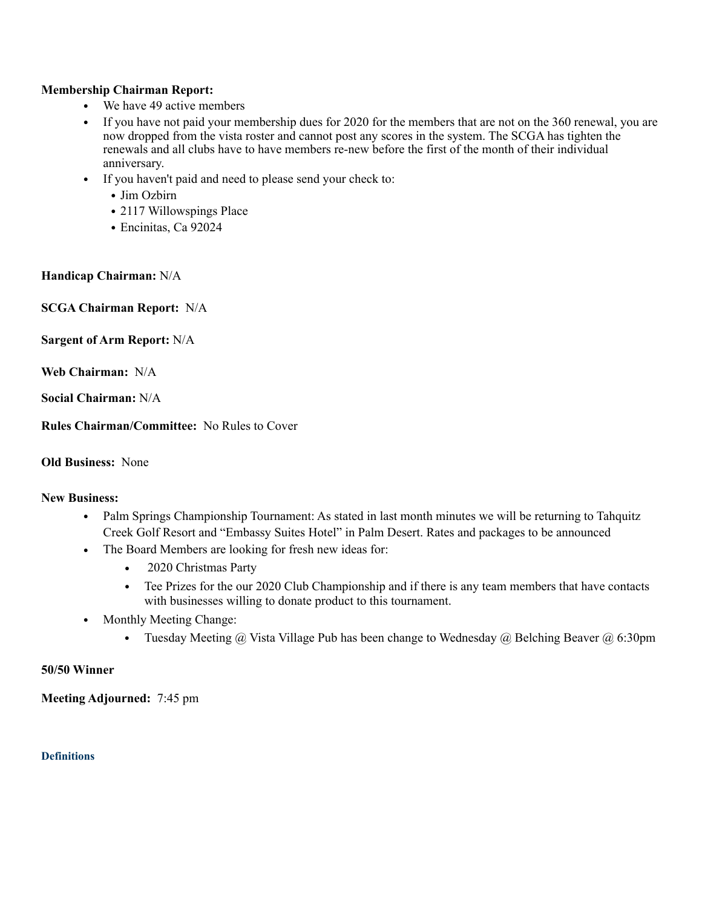**Membership Chairman Report:**

- We have 49 active members
- If you have not paid your membership dues for 2020 for the members that are not on the 360 renewal, you are now dropped from the vista roster and cannot post any scores in the system. The SCGA has tighten the renewals and all clubs have to have members re-new before the first of the month of their individual anniversary.
- If you haven't paid and need to please send your check to:
  - Jim Ozbirn
  - 2117 Willowspings Place
  - Encinitas, Ca 92024

**Handicap Chairman:** N/A

**SCGA Chairman Report:** N/A

**Sargent of Arm Report:** N/A

**Web Chairman:** N/A

**Social Chairman:** N/A

**Rules Chairman/Committee:** No Rules to Cover

**Old Business:** None

**New Business:**

- Palm Springs Championship Tournament: As stated in last month minutes we will be returning to Tahquitz Creek Golf Resort and "Embassy Suites Hotel" in Palm Desert. Rates and packages to be announced
- The Board Members are looking for fresh new ideas for:
  - 2020 Christmas Party
  - Tee Prizes for the our 2020 Club Championship and if there is any team members that have contacts with businesses willing to donate product to this tournament.
- Monthly Meeting Change:
  - Tuesday Meeting @ Vista Village Pub has been change to Wednesday @ Belching Beaver @ 6:30pm

**50/50 Winner**

**Meeting Adjourned:** 7:45 pm

**Definitions**